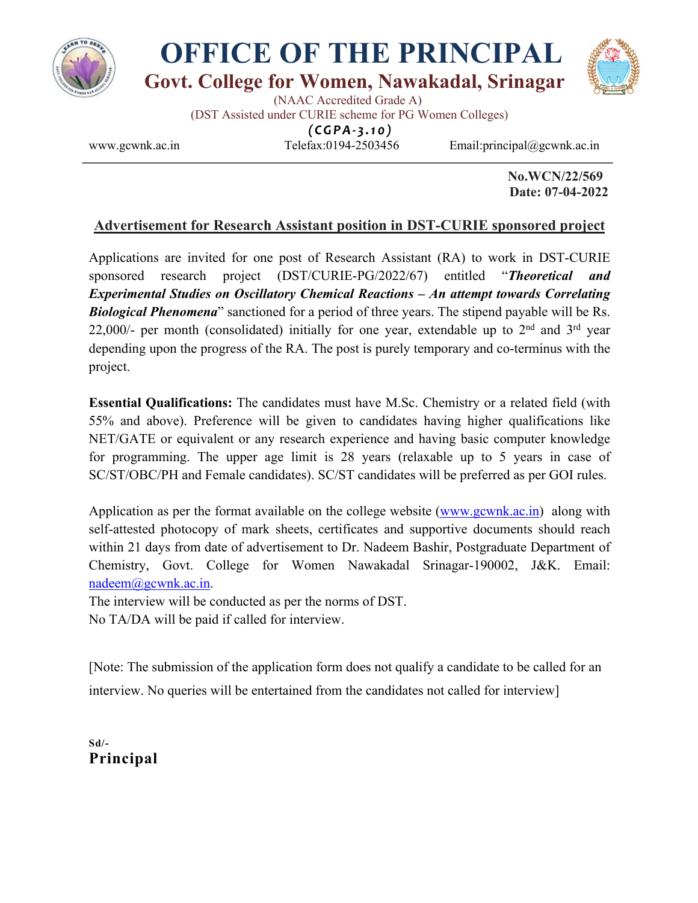# OFFICE OF THE PRINCIPAL

## Govt. College for Women, Nawakadal, Srinagar

(NAAC Accredited Grade A)

(DST Assisted under CURIE scheme for PG Women Colleges)

***(CGPA-3.10)***

www.gcwnk.ac.in Telefax:0194-2503456 Email:principal@gcwnk.ac.in

---

**No.WCN/22/569**
**Date: 07-04-2022**

### Advertisement for Research Assistant position in DST-CURIE sponsored project

Applications are invited for one post of Research Assistant (RA) to work in DST-CURIE sponsored research project (DST/CURIE-PG/2022/67) entitled "***Theoretical and Experimental Studies on Oscillatory Chemical Reactions – An attempt towards Correlating Biological Phenomena***" sanctioned for a period of three years. The stipend payable will be Rs. 22,000/- per month (consolidated) initially for one year, extendable up to 2nd and 3rd year depending upon the progress of the RA. The post is purely temporary and co-terminus with the project.

**Essential Qualifications:** The candidates must have M.Sc. Chemistry or a related field (with 55% and above). Preference will be given to candidates having higher qualifications like NET/GATE or equivalent or any research experience and having basic computer knowledge for programming. The upper age limit is 28 years (relaxable up to 5 years in case of SC/ST/OBC/PH and Female candidates). SC/ST candidates will be preferred as per GOI rules.

Application as per the format available on the college website (www.gcwnk.ac.in) along with self-attested photocopy of mark sheets, certificates and supportive documents should reach within 21 days from date of advertisement to Dr. Nadeem Bashir, Postgraduate Department of Chemistry, Govt. College for Women Nawakadal Srinagar-190002, J&K. Email: nadeem@gcwnk.ac.in.

The interview will be conducted as per the norms of DST.

No TA/DA will be paid if called for interview.

[Note: The submission of the application form does not qualify a candidate to be called for an interview. No queries will be entertained from the candidates not called for interview]

**Sd/-**
**Principal**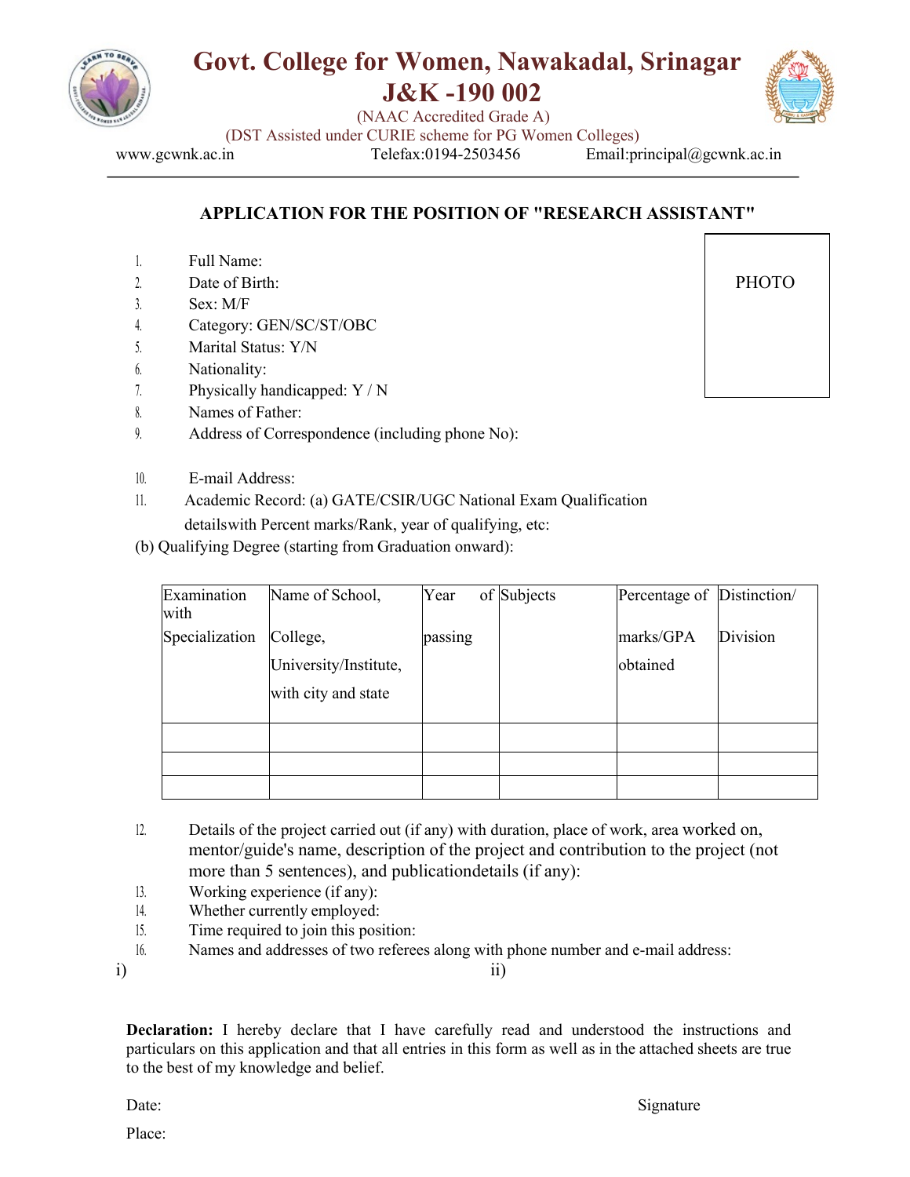# Govt. College for Women, Nawakadal, Srinagar J&K -190 002

(NAAC Accredited Grade A)

(DST Assisted under CURIE scheme for PG Women Colleges)

www.gcwnk.ac.in Telefax:0194-2503456 Email:principal@gcwnk.ac.in

---

## APPLICATION FOR THE POSITION OF "RESEARCH ASSISTANT"

PHOTO

1. Full Name:
2. Date of Birth:
3. Sex: M/F
4. Category: GEN/SC/ST/OBC
5. Marital Status: Y/N
6. Nationality:
7. Physically handicapped: Y / N
8. Names of Father:
9. Address of Correspondence (including phone No):
10. E-mail Address:
11. Academic Record: (a) GATE/CSIR/UGC National Exam Qualification detailswith Percent marks/Rank, year of qualifying, etc:

(b) Qualifying Degree (starting from Graduation onward):

| Examination with Specialization | Name of School, College, University/Institute, with city and state | Year of passing | Subjects | Percentage of marks/GPA obtained | Distinction/ Division |
|---|---|---|---|---|---|
| | | | | | |
| | | | | | |
| | | | | | |

12. Details of the project carried out (if any) with duration, place of work, area worked on, mentor/guide's name, description of the project and contribution to the project (not more than 5 sentences), and publicationdetails (if any):
13. Working experience (if any):
14. Whether currently employed:
15. Time required to join this position:
16. Names and addresses of two referees along with phone number and e-mail address:

i) ii)

**Declaration:** I hereby declare that I have carefully read and understood the instructions and particulars on this application and that all entries in this form as well as in the attached sheets are true to the best of my knowledge and belief.

Date: Signature

Place: